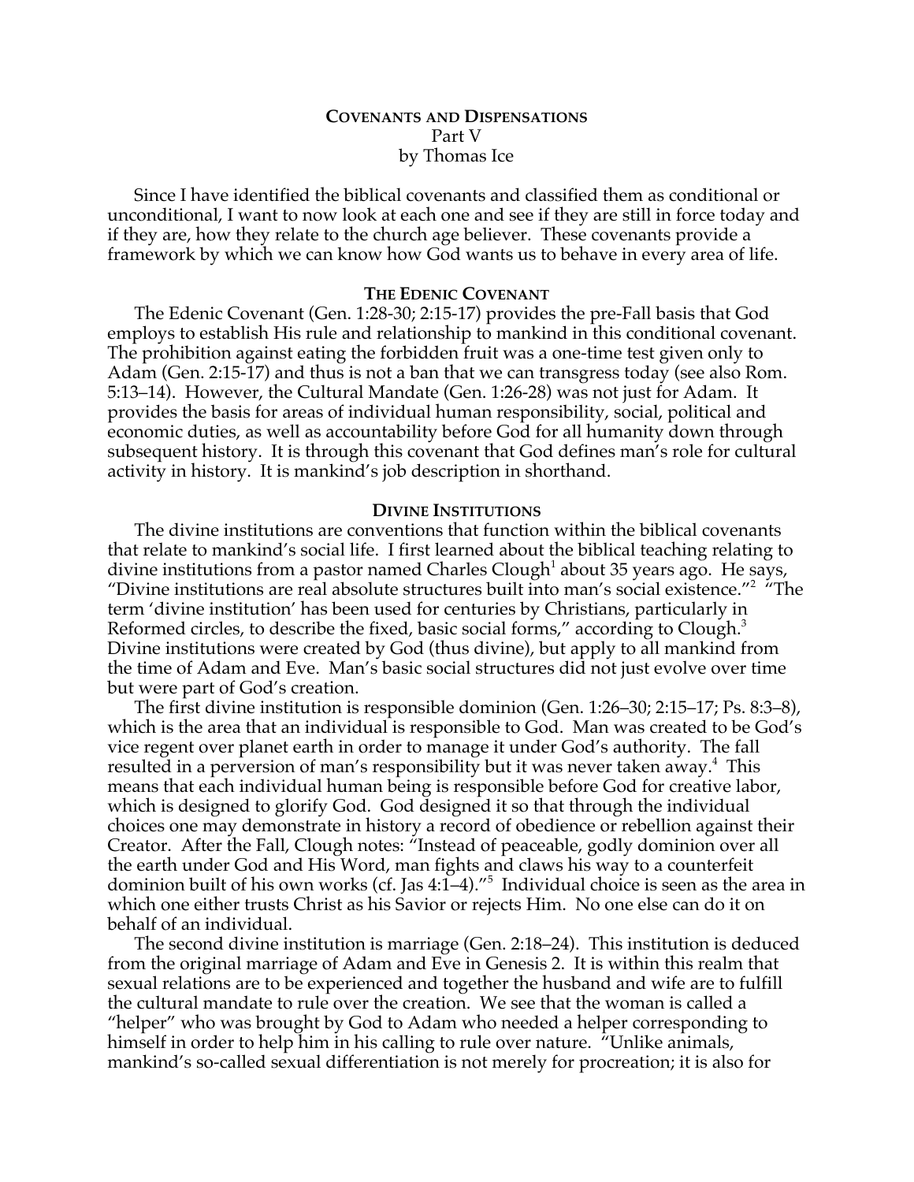# COVENANTS AND DISPENSATIONS

Part V

by Thomas Ice

Since I have identified the biblical covenants and classified them as conditional or unconditional, I want to now look at each one and see if they are still in force today and if they are, how they relate to the church age believer. These covenants provide a framework by which we can know how God wants us to behave in every area of life.

## THE EDENIC COVENANT

The Edenic Covenant (Gen. 1:28-30; 2:15-17) provides the pre-Fall basis that God employs to establish His rule and relationship to mankind in this conditional covenant. The prohibition against eating the forbidden fruit was a one-time test given only to Adam (Gen. 2:15-17) and thus is not a ban that we can transgress today (see also Rom. 5:13–14). However, the Cultural Mandate (Gen. 1:26-28) was not just for Adam. It provides the basis for areas of individual human responsibility, social, political and economic duties, as well as accountability before God for all humanity down through subsequent history. It is through this covenant that God defines man's role for cultural activity in history. It is mankind's job description in shorthand.

## DIVINE INSTITUTIONS

The divine institutions are conventions that function within the biblical covenants that relate to mankind's social life. I first learned about the biblical teaching relating to divine institutions from a pastor named Charles Clough[1] about 35 years ago. He says, "Divine institutions are real absolute structures built into man's social existence."[2] "The term 'divine institution' has been used for centuries by Christians, particularly in Reformed circles, to describe the fixed, basic social forms," according to Clough.[3] Divine institutions were created by God (thus divine), but apply to all mankind from the time of Adam and Eve. Man's basic social structures did not just evolve over time but were part of God's creation.

The first divine institution is responsible dominion (Gen. 1:26–30; 2:15–17; Ps. 8:3–8), which is the area that an individual is responsible to God. Man was created to be God's vice regent over planet earth in order to manage it under God's authority. The fall resulted in a perversion of man's responsibility but it was never taken away.[4] This means that each individual human being is responsible before God for creative labor, which is designed to glorify God. God designed it so that through the individual choices one may demonstrate in history a record of obedience or rebellion against their Creator. After the Fall, Clough notes: "Instead of peaceable, godly dominion over all the earth under God and His Word, man fights and claws his way to a counterfeit dominion built of his own works (cf. Jas 4:1–4)."[5] Individual choice is seen as the area in which one either trusts Christ as his Savior or rejects Him. No one else can do it on behalf of an individual.

The second divine institution is marriage (Gen. 2:18–24). This institution is deduced from the original marriage of Adam and Eve in Genesis 2. It is within this realm that sexual relations are to be experienced and together the husband and wife are to fulfill the cultural mandate to rule over the creation. We see that the woman is called a "helper" who was brought by God to Adam who needed a helper corresponding to himself in order to help him in his calling to rule over nature. "Unlike animals, mankind's so-called sexual differentiation is not merely for procreation; it is also for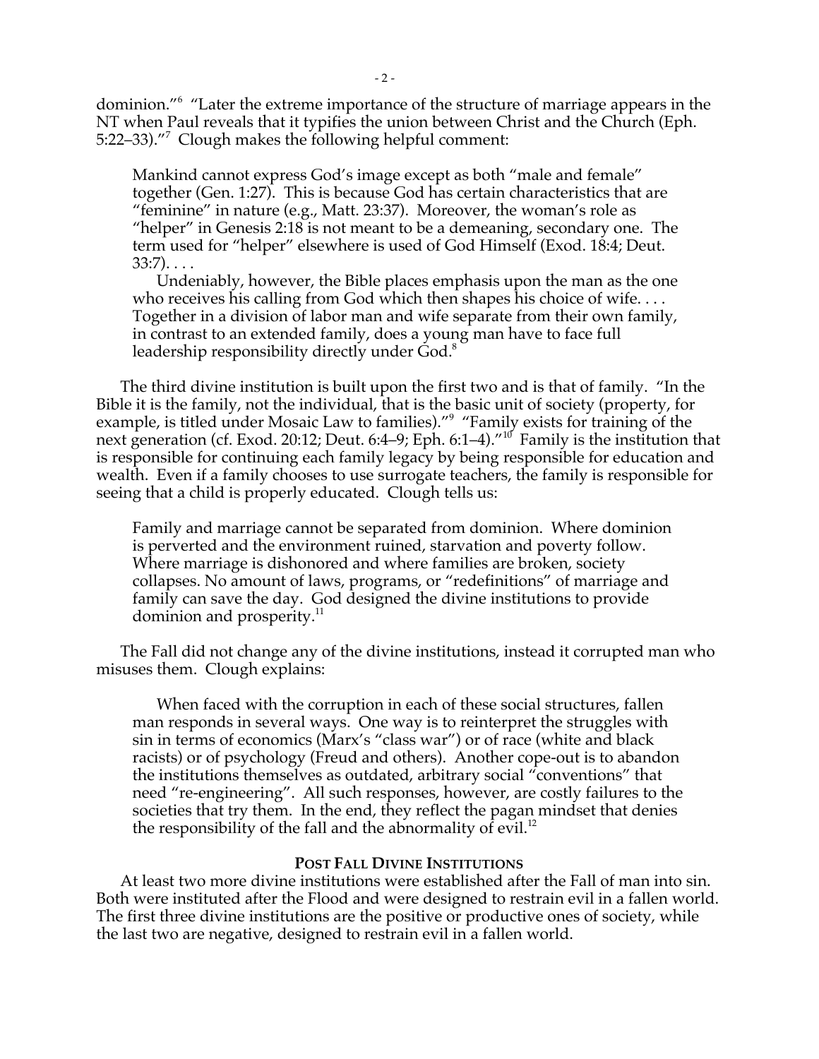dominion."[6] "Later the extreme importance of the structure of marriage appears in the NT when Paul reveals that it typifies the union between Christ and the Church (Eph. 5:22–33)."[7] Clough makes the following helpful comment:

> Mankind cannot express God's image except as both "male and female" together (Gen. 1:27). This is because God has certain characteristics that are "feminine" in nature (e.g., Matt. 23:37). Moreover, the woman's role as "helper" in Genesis 2:18 is not meant to be a demeaning, secondary one. The term used for "helper" elsewhere is used of God Himself (Exod. 18:4; Deut. 33:7). . . .
>
> Undeniably, however, the Bible places emphasis upon the man as the one who receives his calling from God which then shapes his choice of wife. . . . Together in a division of labor man and wife separate from their own family, in contrast to an extended family, does a young man have to face full leadership responsibility directly under God.[8]

The third divine institution is built upon the first two and is that of family. "In the Bible it is the family, not the individual, that is the basic unit of society (property, for example, is titled under Mosaic Law to families)."[9] "Family exists for training of the next generation (cf. Exod. 20:12; Deut. 6:4–9; Eph. 6:1–4)."[10] Family is the institution that is responsible for continuing each family legacy by being responsible for education and wealth. Even if a family chooses to use surrogate teachers, the family is responsible for seeing that a child is properly educated. Clough tells us:

> Family and marriage cannot be separated from dominion. Where dominion is perverted and the environment ruined, starvation and poverty follow. Where marriage is dishonored and where families are broken, society collapses. No amount of laws, programs, or "redefinitions" of marriage and family can save the day. God designed the divine institutions to provide dominion and prosperity.[11]

The Fall did not change any of the divine institutions, instead it corrupted man who misuses them. Clough explains:

> When faced with the corruption in each of these social structures, fallen man responds in several ways. One way is to reinterpret the struggles with sin in terms of economics (Marx's "class war") or of race (white and black racists) or of psychology (Freud and others). Another cope-out is to abandon the institutions themselves as outdated, arbitrary social "conventions" that need "re-engineering". All such responses, however, are costly failures to the societies that try them. In the end, they reflect the pagan mindset that denies the responsibility of the fall and the abnormality of evil.[12]

## Post Fall Divine Institutions

At least two more divine institutions were established after the Fall of man into sin. Both were instituted after the Flood and were designed to restrain evil in a fallen world. The first three divine institutions are the positive or productive ones of society, while the last two are negative, designed to restrain evil in a fallen world.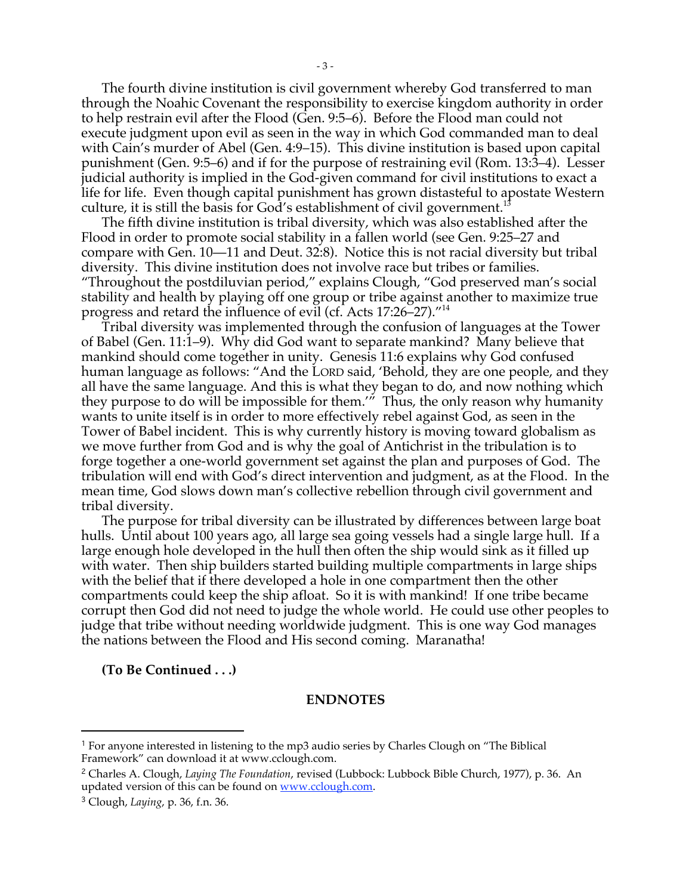The fourth divine institution is civil government whereby God transferred to man through the Noahic Covenant the responsibility to exercise kingdom authority in order to help restrain evil after the Flood (Gen. 9:5–6). Before the Flood man could not execute judgment upon evil as seen in the way in which God commanded man to deal with Cain's murder of Abel (Gen. 4:9–15). This divine institution is based upon capital punishment (Gen. 9:5–6) and if for the purpose of restraining evil (Rom. 13:3–4). Lesser judicial authority is implied in the God-given command for civil institutions to exact a life for life. Even though capital punishment has grown distasteful to apostate Western culture, it is still the basis for God's establishment of civil government.[13]

The fifth divine institution is tribal diversity, which was also established after the Flood in order to promote social stability in a fallen world (see Gen. 9:25–27 and compare with Gen. 10—11 and Deut. 32:8). Notice this is not racial diversity but tribal diversity. This divine institution does not involve race but tribes or families. "Throughout the postdiluvian period," explains Clough, "God preserved man's social stability and health by playing off one group or tribe against another to maximize true progress and retard the influence of evil (cf. Acts 17:26–27)."[14]

Tribal diversity was implemented through the confusion of languages at the Tower of Babel (Gen. 11:1–9). Why did God want to separate mankind? Many believe that mankind should come together in unity. Genesis 11:6 explains why God confused human language as follows: "And the LORD said, 'Behold, they are one people, and they all have the same language. And this is what they began to do, and now nothing which they purpose to do will be impossible for them.'" Thus, the only reason why humanity wants to unite itself is in order to more effectively rebel against God, as seen in the Tower of Babel incident. This is why currently history is moving toward globalism as we move further from God and is why the goal of Antichrist in the tribulation is to forge together a one-world government set against the plan and purposes of God. The tribulation will end with God's direct intervention and judgment, as at the Flood. In the mean time, God slows down man's collective rebellion through civil government and tribal diversity.

The purpose for tribal diversity can be illustrated by differences between large boat hulls. Until about 100 years ago, all large sea going vessels had a single large hull. If a large enough hole developed in the hull then often the ship would sink as it filled up with water. Then ship builders started building multiple compartments in large ships with the belief that if there developed a hole in one compartment then the other compartments could keep the ship afloat. So it is with mankind! If one tribe became corrupt then God did not need to judge the whole world. He could use other peoples to judge that tribe without needing worldwide judgment. This is one way God manages the nations between the Flood and His second coming. Maranatha!

**(To Be Continued . . .)**

## ENDNOTES

[1] For anyone interested in listening to the mp3 audio series by Charles Clough on "The Biblical Framework" can download it at www.cclough.com.

[2] Charles A. Clough, *Laying The Foundation*, revised (Lubbock: Lubbock Bible Church, 1977), p. 36. An updated version of this can be found on www.cclough.com.

[3] Clough, *Laying*, p. 36, f.n. 36.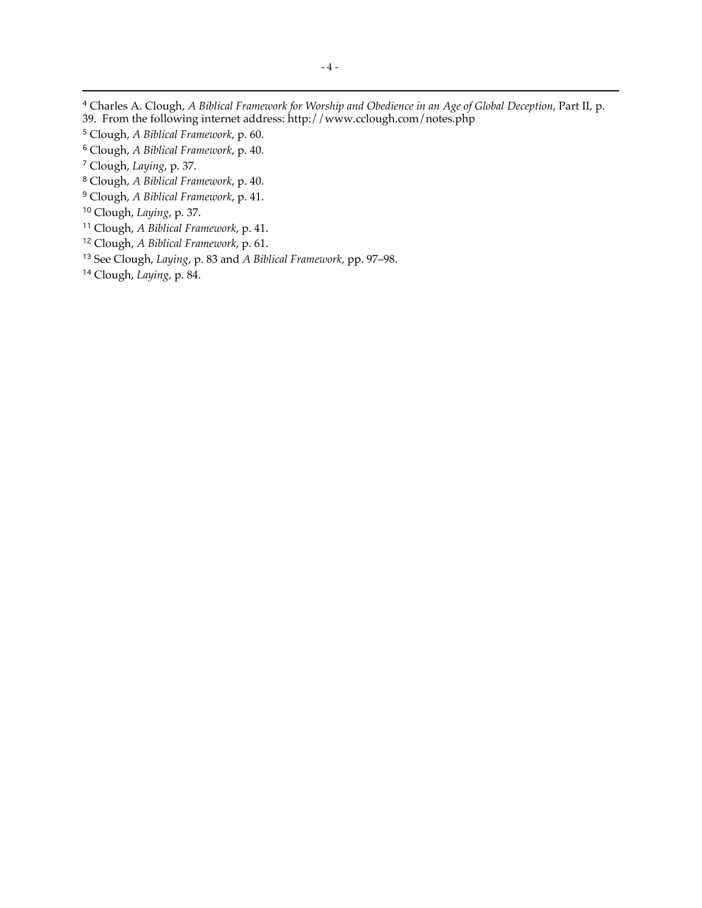[4] Charles A. Clough, *A Biblical Framework for Worship and Obedience in an Age of Global Deception*, Part II, p. 39. From the following internet address: http://www.cclough.com/notes.php

[5] Clough, *A Biblical Framework*, p. 60.

[6] Clough, *A Biblical Framework*, p. 40.

[7] Clough, *Laying*, p. 37.

[8] Clough, *A Biblical Framework*, p. 40.

[9] Clough, *A Biblical Framework*, p. 41.

[10] Clough, *Laying*, p. 37.

[11] Clough, *A Biblical Framework*, p. 41.

[12] Clough, *A Biblical Framework*, p. 61.

[13] See Clough, *Laying*, p. 83 and *A Biblical Framework*, pp. 97–98.

[14] Clough, *Laying*, p. 84.